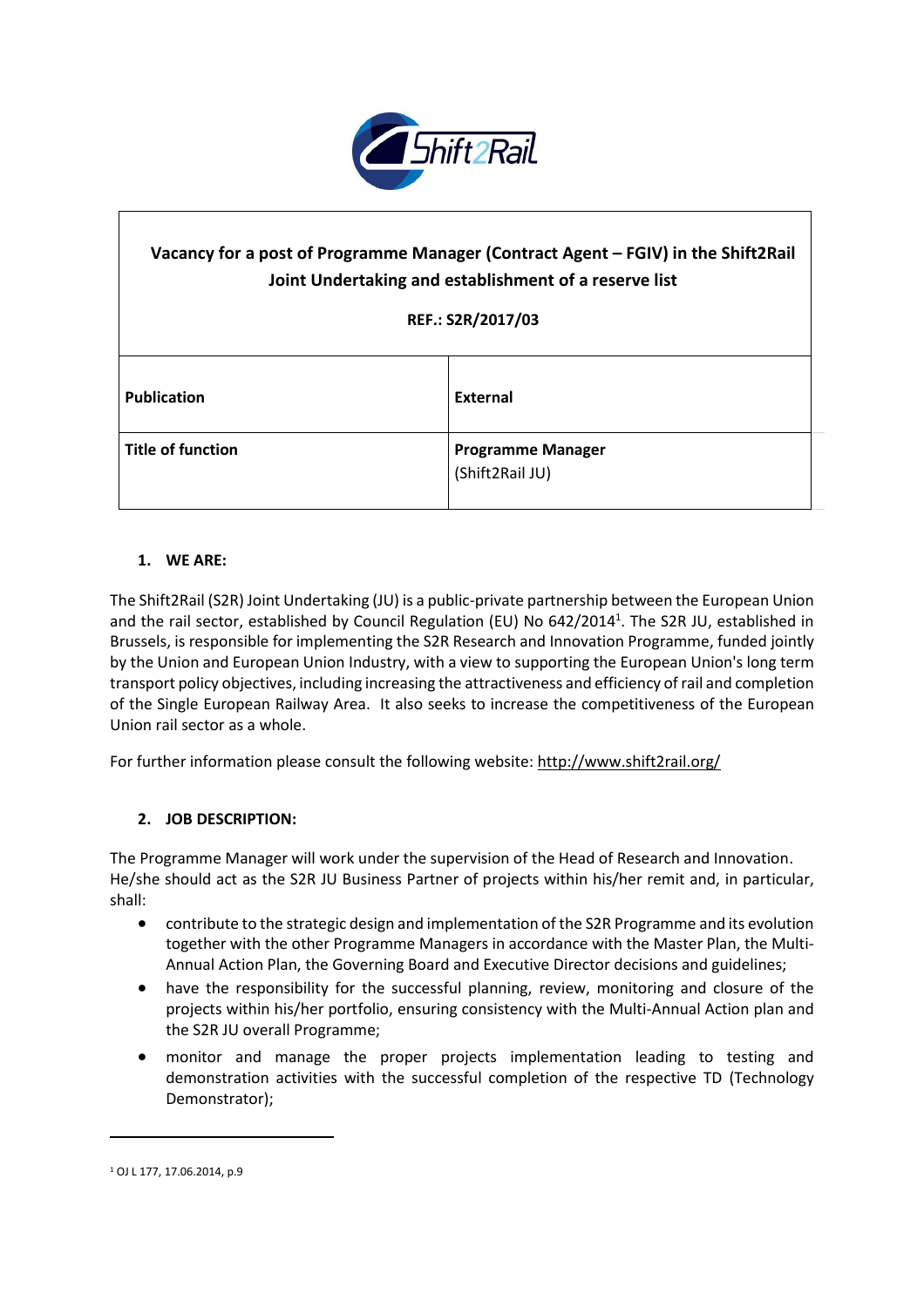| Vacancy for a post of Programme Manager (Contract Agent – FGIV) in the Shift2Rail Joint Undertaking and establishment of a reserve list<br><br>REF.: S2R/2017/03 | |
|---|---|
| **Publication** | **External** |
| **Title of function** | **Programme Manager**<br>(Shift2Rail JU) |

## 1. WE ARE:

The Shift2Rail (S2R) Joint Undertaking (JU) is a public-private partnership between the European Union and the rail sector, established by Council Regulation (EU) No 642/2014[1]. The S2R JU, established in Brussels, is responsible for implementing the S2R Research and Innovation Programme, funded jointly by the Union and European Union Industry, with a view to supporting the European Union's long term transport policy objectives, including increasing the attractiveness and efficiency of rail and completion of the Single European Railway Area. It also seeks to increase the competitiveness of the European Union rail sector as a whole.

For further information please consult the following website: http://www.shift2rail.org/

## 2. JOB DESCRIPTION:

The Programme Manager will work under the supervision of the Head of Research and Innovation. He/she should act as the S2R JU Business Partner of projects within his/her remit and, in particular, shall:

- contribute to the strategic design and implementation of the S2R Programme and its evolution together with the other Programme Managers in accordance with the Master Plan, the Multi-Annual Action Plan, the Governing Board and Executive Director decisions and guidelines;
- have the responsibility for the successful planning, review, monitoring and closure of the projects within his/her portfolio, ensuring consistency with the Multi-Annual Action plan and the S2R JU overall Programme;
- monitor and manage the proper projects implementation leading to testing and demonstration activities with the successful completion of the respective TD (Technology Demonstrator);

[1] OJ L 177, 17.06.2014, p.9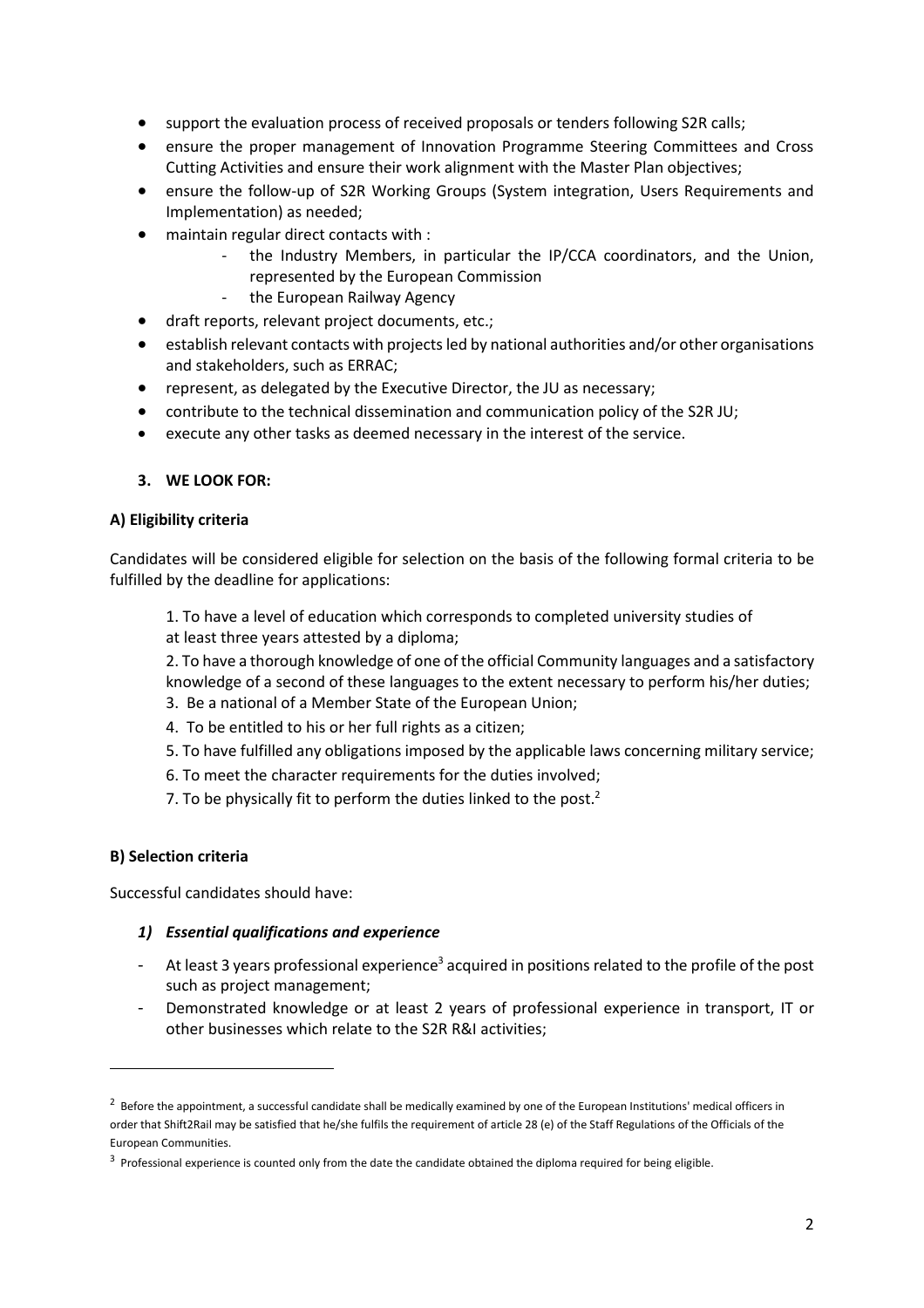- support the evaluation process of received proposals or tenders following S2R calls;
- ensure the proper management of Innovation Programme Steering Committees and Cross Cutting Activities and ensure their work alignment with the Master Plan objectives;
- ensure the follow-up of S2R Working Groups (System integration, Users Requirements and Implementation) as needed;
- maintain regular direct contacts with :
  - the Industry Members, in particular the IP/CCA coordinators, and the Union, represented by the European Commission
  - the European Railway Agency
- draft reports, relevant project documents, etc.;
- establish relevant contacts with projects led by national authorities and/or other organisations and stakeholders, such as ERRAC;
- represent, as delegated by the Executive Director, the JU as necessary;
- contribute to the technical dissemination and communication policy of the S2R JU;
- execute any other tasks as deemed necessary in the interest of the service.

## 3. WE LOOK FOR:

### A) Eligibility criteria

Candidates will be considered eligible for selection on the basis of the following formal criteria to be fulfilled by the deadline for applications:

1. To have a level of education which corresponds to completed university studies of at least three years attested by a diploma;
2. To have a thorough knowledge of one of the official Community languages and a satisfactory knowledge of a second of these languages to the extent necessary to perform his/her duties;
3. Be a national of a Member State of the European Union;
4. To be entitled to his or her full rights as a citizen;
5. To have fulfilled any obligations imposed by the applicable laws concerning military service;
6. To meet the character requirements for the duties involved;
7. To be physically fit to perform the duties linked to the post.[2]

### B) Selection criteria

Successful candidates should have:

#### *1) Essential qualifications and experience*

- At least 3 years professional experience[3] acquired in positions related to the profile of the post such as project management;
- Demonstrated knowledge or at least 2 years of professional experience in transport, IT or other businesses which relate to the S2R R&I activities;

---

[2] Before the appointment, a successful candidate shall be medically examined by one of the European Institutions' medical officers in order that Shift2Rail may be satisfied that he/she fulfils the requirement of article 28 (e) of the Staff Regulations of the Officials of the European Communities.

[3] Professional experience is counted only from the date the candidate obtained the diploma required for being eligible.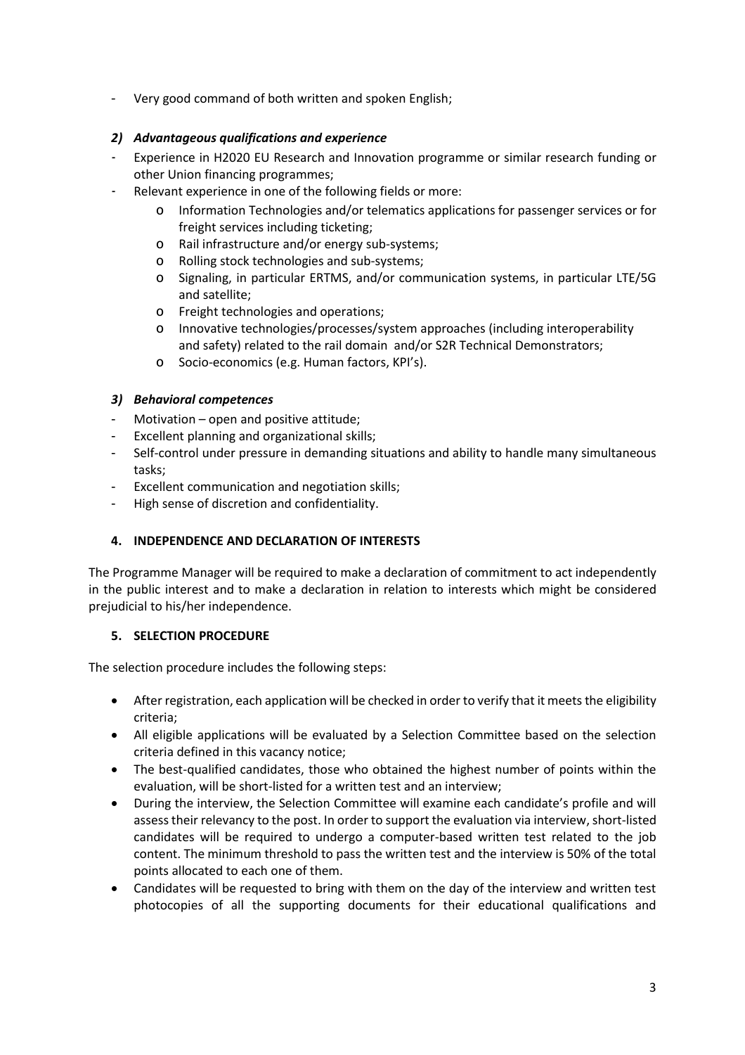- Very good command of both written and spoken English;

### *2) Advantageous qualifications and experience*

- Experience in H2020 EU Research and Innovation programme or similar research funding or other Union financing programmes;
- Relevant experience in one of the following fields or more:
    - Information Technologies and/or telematics applications for passenger services or for freight services including ticketing;
    - Rail infrastructure and/or energy sub-systems;
    - Rolling stock technologies and sub-systems;
    - Signaling, in particular ERTMS, and/or communication systems, in particular LTE/5G and satellite;
    - Freight technologies and operations;
    - Innovative technologies/processes/system approaches (including interoperability and safety) related to the rail domain and/or S2R Technical Demonstrators;
    - Socio-economics (e.g. Human factors, KPI's).

### *3) Behavioral competences*

- Motivation – open and positive attitude;
- Excellent planning and organizational skills;
- Self-control under pressure in demanding situations and ability to handle many simultaneous tasks;
- Excellent communication and negotiation skills;
- High sense of discretion and confidentiality.

## 4. INDEPENDENCE AND DECLARATION OF INTERESTS

The Programme Manager will be required to make a declaration of commitment to act independently in the public interest and to make a declaration in relation to interests which might be considered prejudicial to his/her independence.

## 5. SELECTION PROCEDURE

The selection procedure includes the following steps:

- After registration, each application will be checked in order to verify that it meets the eligibility criteria;
- All eligible applications will be evaluated by a Selection Committee based on the selection criteria defined in this vacancy notice;
- The best-qualified candidates, those who obtained the highest number of points within the evaluation, will be short-listed for a written test and an interview;
- During the interview, the Selection Committee will examine each candidate's profile and will assess their relevancy to the post. In order to support the evaluation via interview, short-listed candidates will be required to undergo a computer-based written test related to the job content. The minimum threshold to pass the written test and the interview is 50% of the total points allocated to each one of them.
- Candidates will be requested to bring with them on the day of the interview and written test photocopies of all the supporting documents for their educational qualifications and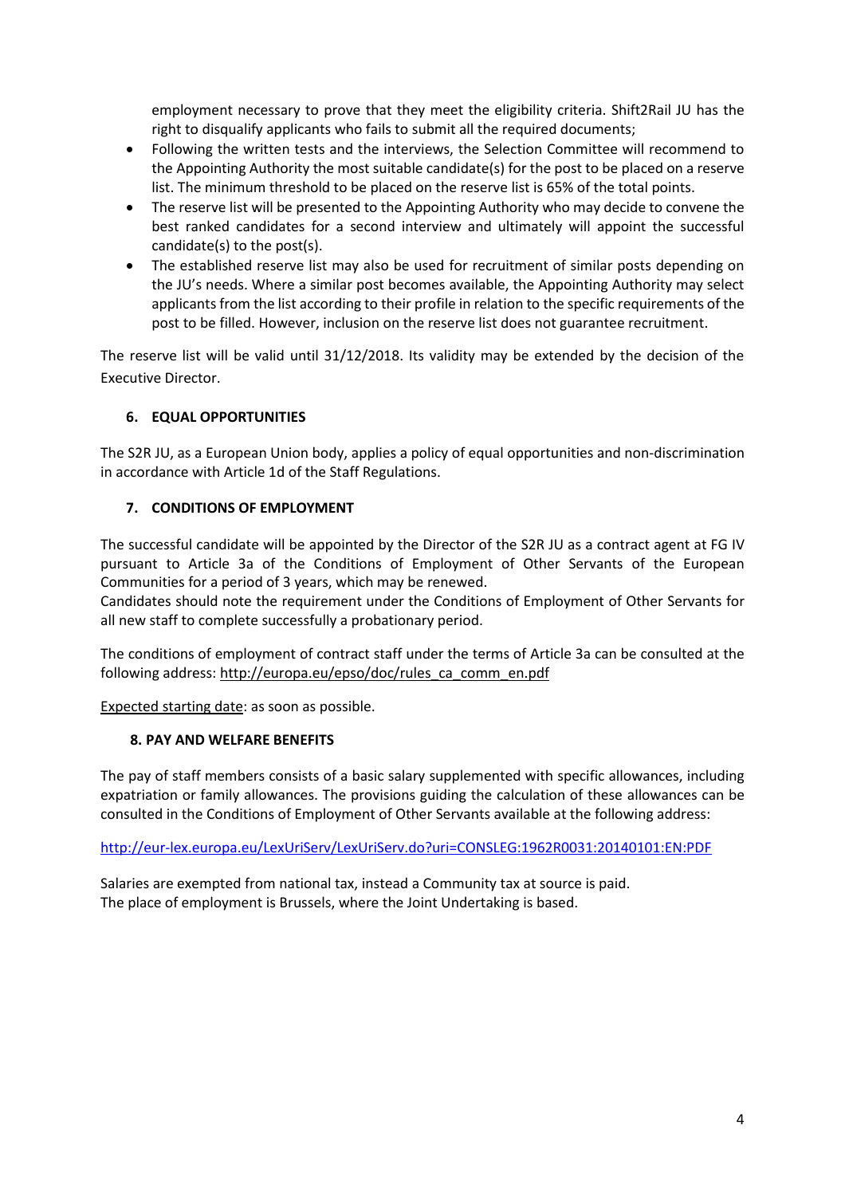employment necessary to prove that they meet the eligibility criteria. Shift2Rail JU has the right to disqualify applicants who fails to submit all the required documents;

- Following the written tests and the interviews, the Selection Committee will recommend to the Appointing Authority the most suitable candidate(s) for the post to be placed on a reserve list. The minimum threshold to be placed on the reserve list is 65% of the total points.
- The reserve list will be presented to the Appointing Authority who may decide to convene the best ranked candidates for a second interview and ultimately will appoint the successful candidate(s) to the post(s).
- The established reserve list may also be used for recruitment of similar posts depending on the JU's needs. Where a similar post becomes available, the Appointing Authority may select applicants from the list according to their profile in relation to the specific requirements of the post to be filled. However, inclusion on the reserve list does not guarantee recruitment.

The reserve list will be valid until 31/12/2018. Its validity may be extended by the decision of the Executive Director.

## 6. EQUAL OPPORTUNITIES

The S2R JU, as a European Union body, applies a policy of equal opportunities and non-discrimination in accordance with Article 1d of the Staff Regulations.

## 7. CONDITIONS OF EMPLOYMENT

The successful candidate will be appointed by the Director of the S2R JU as a contract agent at FG IV pursuant to Article 3a of the Conditions of Employment of Other Servants of the European Communities for a period of 3 years, which may be renewed.
Candidates should note the requirement under the Conditions of Employment of Other Servants for all new staff to complete successfully a probationary period.

The conditions of employment of contract staff under the terms of Article 3a can be consulted at the following address: http://europa.eu/epso/doc/rules_ca_comm_en.pdf

Expected starting date: as soon as possible.

## 8. PAY AND WELFARE BENEFITS

The pay of staff members consists of a basic salary supplemented with specific allowances, including expatriation or family allowances. The provisions guiding the calculation of these allowances can be consulted in the Conditions of Employment of Other Servants available at the following address:

http://eur-lex.europa.eu/LexUriServ/LexUriServ.do?uri=CONSLEG:1962R0031:20140101:EN:PDF

Salaries are exempted from national tax, instead a Community tax at source is paid.
The place of employment is Brussels, where the Joint Undertaking is based.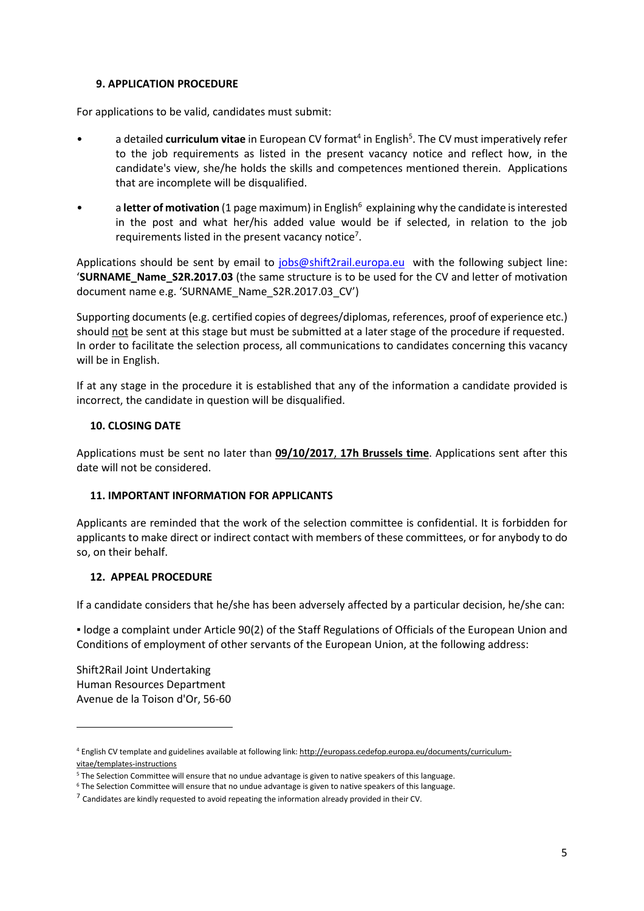## 9. APPLICATION PROCEDURE

For applications to be valid, candidates must submit:

- a detailed **curriculum vitae** in European CV format[4] in English[5]. The CV must imperatively refer to the job requirements as listed in the present vacancy notice and reflect how, in the candidate's view, she/he holds the skills and competences mentioned therein. Applications that are incomplete will be disqualified.
- a **letter of motivation** (1 page maximum) in English[6] explaining why the candidate is interested in the post and what her/his added value would be if selected, in relation to the job requirements listed in the present vacancy notice[7].

Applications should be sent by email to jobs@shift2rail.europa.eu with the following subject line: '**SURNAME_Name_S2R.2017.03** (the same structure is to be used for the CV and letter of motivation document name e.g. 'SURNAME_Name_S2R.2017.03_CV')

Supporting documents (e.g. certified copies of degrees/diplomas, references, proof of experience etc.) should not be sent at this stage but must be submitted at a later stage of the procedure if requested. In order to facilitate the selection process, all communications to candidates concerning this vacancy will be in English.

If at any stage in the procedure it is established that any of the information a candidate provided is incorrect, the candidate in question will be disqualified.

## 10. CLOSING DATE

Applications must be sent no later than **09/10/2017, 17h Brussels time**. Applications sent after this date will not be considered.

## 11. IMPORTANT INFORMATION FOR APPLICANTS

Applicants are reminded that the work of the selection committee is confidential. It is forbidden for applicants to make direct or indirect contact with members of these committees, or for anybody to do so, on their behalf.

## 12. APPEAL PROCEDURE

If a candidate considers that he/she has been adversely affected by a particular decision, he/she can:

▪ lodge a complaint under Article 90(2) of the Staff Regulations of Officials of the European Union and Conditions of employment of other servants of the European Union, at the following address:

Shift2Rail Joint Undertaking
Human Resources Department
Avenue de la Toison d'Or, 56-60

---

[4] English CV template and guidelines available at following link: http://europass.cedefop.europa.eu/documents/curriculum-vitae/templates-instructions

[5] The Selection Committee will ensure that no undue advantage is given to native speakers of this language.

[6] The Selection Committee will ensure that no undue advantage is given to native speakers of this language.

[7] Candidates are kindly requested to avoid repeating the information already provided in their CV.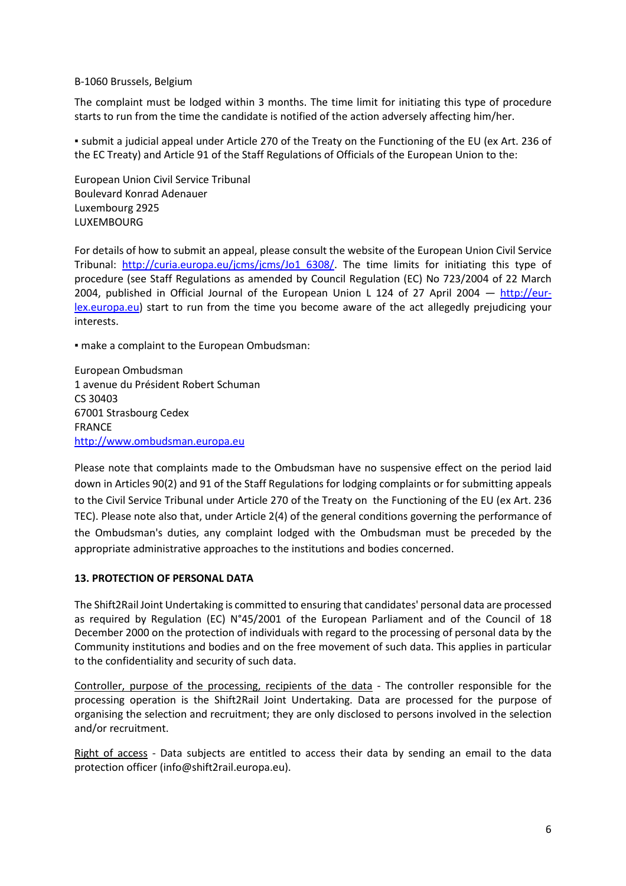B-1060 Brussels, Belgium

The complaint must be lodged within 3 months. The time limit for initiating this type of procedure starts to run from the time the candidate is notified of the action adversely affecting him/her.

▪ submit a judicial appeal under Article 270 of the Treaty on the Functioning of the EU (ex Art. 236 of the EC Treaty) and Article 91 of the Staff Regulations of Officials of the European Union to the:

European Union Civil Service Tribunal
Boulevard Konrad Adenauer
Luxembourg 2925
LUXEMBOURG

For details of how to submit an appeal, please consult the website of the European Union Civil Service Tribunal: [http://curia.europa.eu/jcms/jcms/Jo1_6308/](http://curia.europa.eu/jcms/jcms/Jo1_6308/). The time limits for initiating this type of procedure (see Staff Regulations as amended by Council Regulation (EC) No 723/2004 of 22 March 2004, published in Official Journal of the European Union L 124 of 27 April 2004 — [http://eur-lex.europa.eu](http://eur-lex.europa.eu)) start to run from the time you become aware of the act allegedly prejudicing your interests.

▪ make a complaint to the European Ombudsman:

European Ombudsman
1 avenue du Président Robert Schuman
CS 30403
67001 Strasbourg Cedex
FRANCE
[http://www.ombudsman.europa.eu](http://www.ombudsman.europa.eu)

Please note that complaints made to the Ombudsman have no suspensive effect on the period laid down in Articles 90(2) and 91 of the Staff Regulations for lodging complaints or for submitting appeals to the Civil Service Tribunal under Article 270 of the Treaty on the Functioning of the EU (ex Art. 236 TEC). Please note also that, under Article 2(4) of the general conditions governing the performance of the Ombudsman's duties, any complaint lodged with the Ombudsman must be preceded by the appropriate administrative approaches to the institutions and bodies concerned.

## 13. PROTECTION OF PERSONAL DATA

The Shift2Rail Joint Undertaking is committed to ensuring that candidates' personal data are processed as required by Regulation (EC) N°45/2001 of the European Parliament and of the Council of 18 December 2000 on the protection of individuals with regard to the processing of personal data by the Community institutions and bodies and on the free movement of such data. This applies in particular to the confidentiality and security of such data.

Controller, purpose of the processing, recipients of the data - The controller responsible for the processing operation is the Shift2Rail Joint Undertaking. Data are processed for the purpose of organising the selection and recruitment; they are only disclosed to persons involved in the selection and/or recruitment.

Right of access - Data subjects are entitled to access their data by sending an email to the data protection officer (info@shift2rail.europa.eu).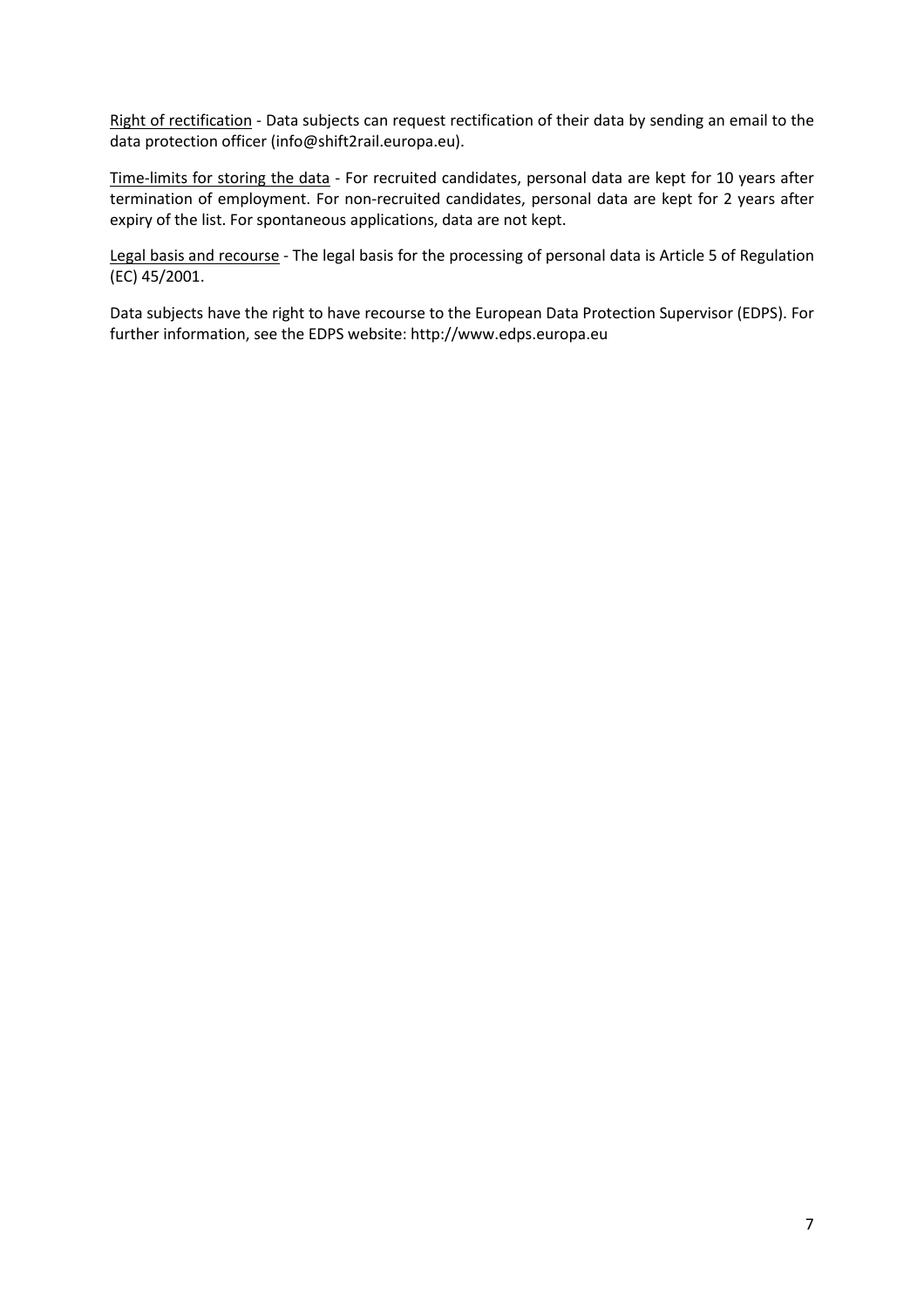Right of rectification - Data subjects can request rectification of their data by sending an email to the data protection officer (info@shift2rail.europa.eu).

Time-limits for storing the data - For recruited candidates, personal data are kept for 10 years after termination of employment. For non-recruited candidates, personal data are kept for 2 years after expiry of the list. For spontaneous applications, data are not kept.

Legal basis and recourse - The legal basis for the processing of personal data is Article 5 of Regulation (EC) 45/2001.

Data subjects have the right to have recourse to the European Data Protection Supervisor (EDPS). For further information, see the EDPS website: http://www.edps.europa.eu